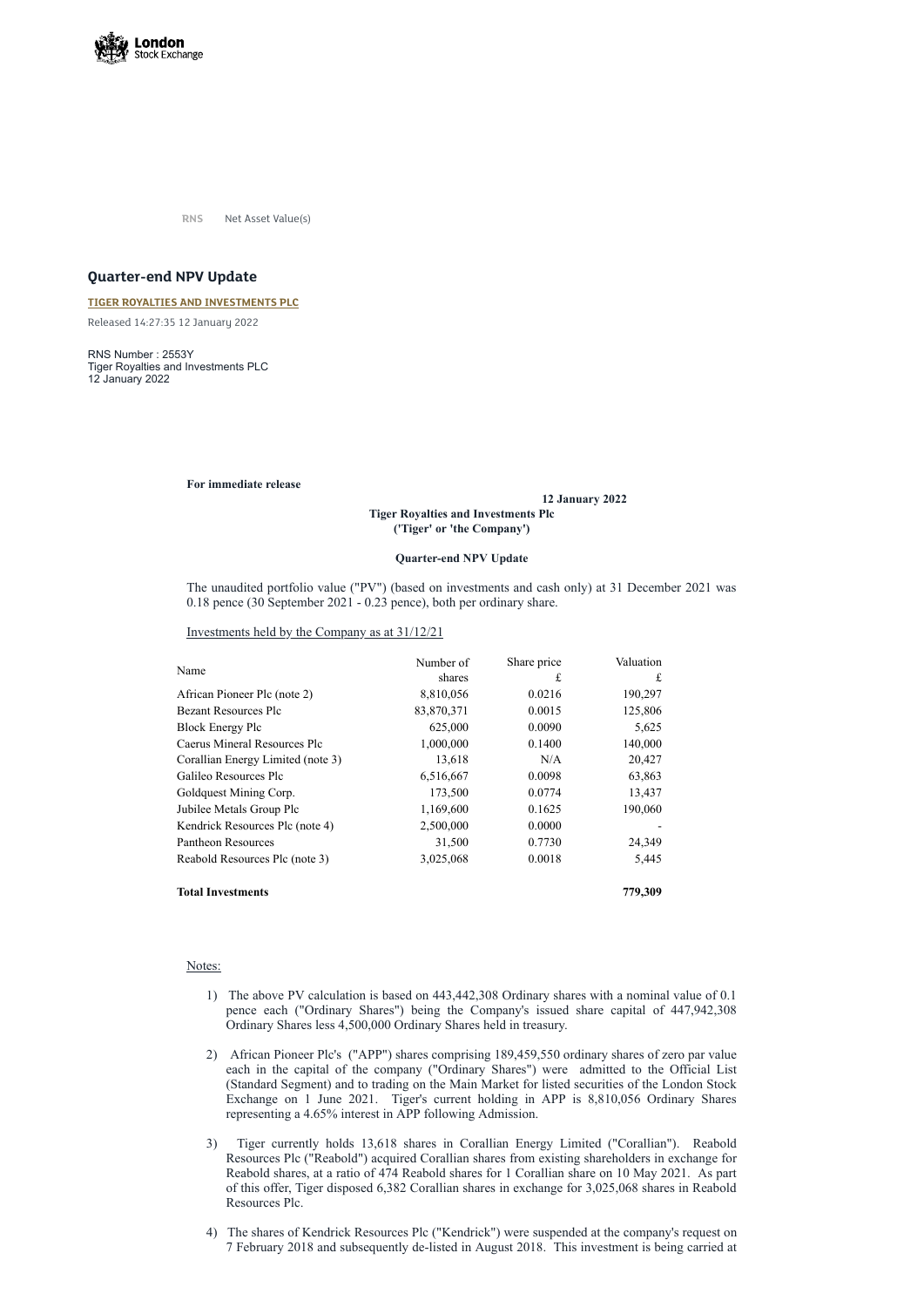RNS Net Asset Value(s)

## Quarter-end NPV Update

**TIGER ROYALTIES AND INVESTMENTS PLC**

Released 14:27:35 12 January 2022

RNS Number : 2553Y
Tiger Royalties and Investments PLC
12 January 2022

**For immediate release**

**12 January 2022**

**Tiger Royalties and Investments Plc**
**('Tiger' or 'the Company')**

**Quarter-end NPV Update**

The unaudited portfolio value ("PV") (based on investments and cash only) at 31 December 2021 was 0.18 pence (30 September 2021 - 0.23 pence), both per ordinary share.

Investments held by the Company as at 31/12/21

| Name | Number of shares | Share price £ | Valuation £ |
|---|---|---|---|
| African Pioneer Plc (note 2) | 8,810,056 | 0.0216 | 190,297 |
| Bezant Resources Plc | 83,870,371 | 0.0015 | 125,806 |
| Block Energy Plc | 625,000 | 0.0090 | 5,625 |
| Caerus Mineral Resources Plc | 1,000,000 | 0.1400 | 140,000 |
| Corallian Energy Limited (note 3) | 13,618 | N/A | 20,427 |
| Galileo Resources Plc | 6,516,667 | 0.0098 | 63,863 |
| Goldquest Mining Corp. | 173,500 | 0.0774 | 13,437 |
| Jubilee Metals Group Plc | 1,169,600 | 0.1625 | 190,060 |
| Kendrick Resources Plc (note 4) | 2,500,000 | 0.0000 | - |
| Pantheon Resources | 31,500 | 0.7730 | 24,349 |
| Reabold Resources Plc (note 3) | 3,025,068 | 0.0018 | 5,445 |
| **Total Investments** | | | **779,309** |

Notes:

1) The above PV calculation is based on 443,442,308 Ordinary shares with a nominal value of 0.1 pence each ("Ordinary Shares") being the Company's issued share capital of 447,942,308 Ordinary Shares less 4,500,000 Ordinary Shares held in treasury.

2) African Pioneer Plc's ("APP") shares comprising 189,459,550 ordinary shares of zero par value each in the capital of the company ("Ordinary Shares") were admitted to the Official List (Standard Segment) and to trading on the Main Market for listed securities of the London Stock Exchange on 1 June 2021. Tiger's current holding in APP is 8,810,056 Ordinary Shares representing a 4.65% interest in APP following Admission.

3) Tiger currently holds 13,618 shares in Corallian Energy Limited ("Corallian"). Reabold Resources Plc ("Reabold") acquired Corallian shares from existing shareholders in exchange for Reabold shares, at a ratio of 474 Reabold shares for 1 Corallian share on 10 May 2021. As part of this offer, Tiger disposed 6,382 Corallian shares in exchange for 3,025,068 shares in Reabold Resources Plc.

4) The shares of Kendrick Resources Plc ("Kendrick") were suspended at the company's request on 7 February 2018 and subsequently de-listed in August 2018. This investment is being carried at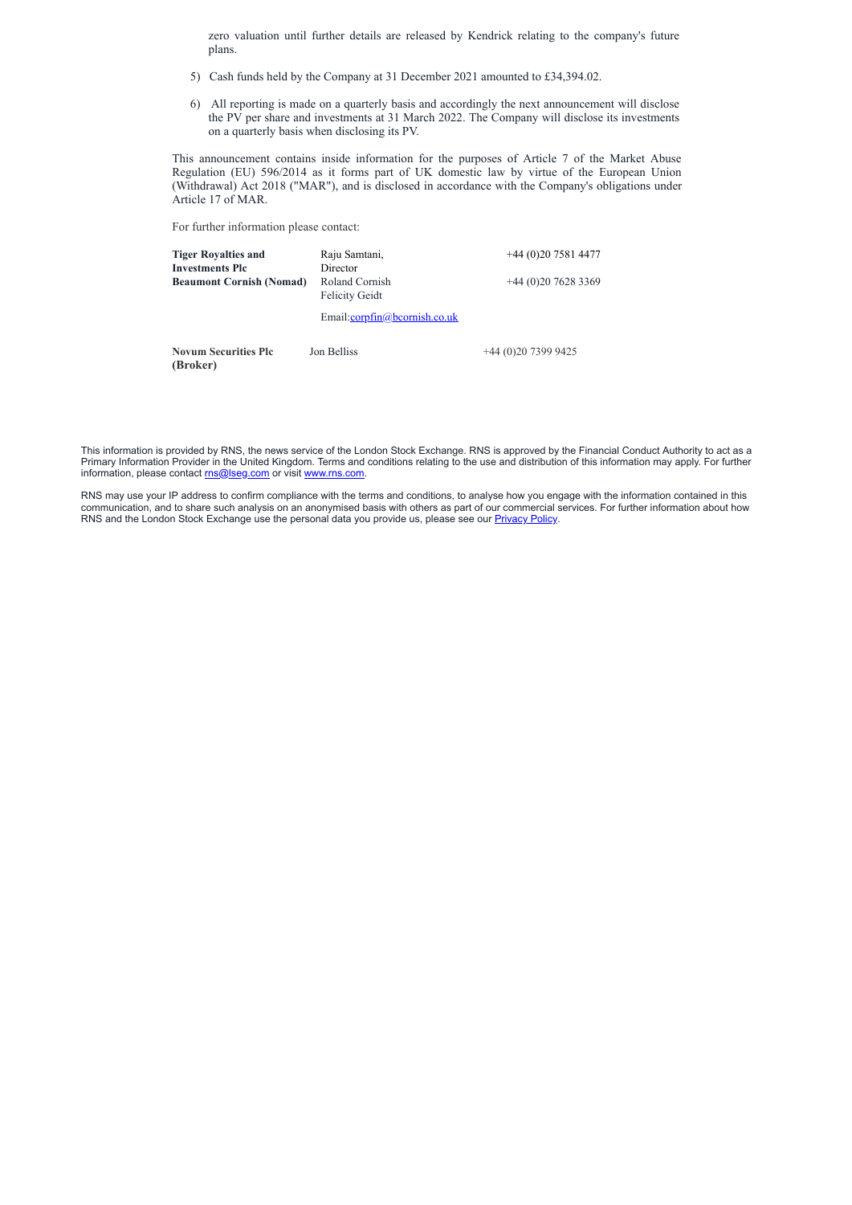zero valuation until further details are released by Kendrick relating to the company's future plans.

5) Cash funds held by the Company at 31 December 2021 amounted to £34,394.02.

6) All reporting is made on a quarterly basis and accordingly the next announcement will disclose the PV per share and investments at 31 March 2022. The Company will disclose its investments on a quarterly basis when disclosing its PV.

This announcement contains inside information for the purposes of Article 7 of the Market Abuse Regulation (EU) 596/2014 as it forms part of UK domestic law by virtue of the European Union (Withdrawal) Act 2018 ("MAR"), and is disclosed in accordance with the Company's obligations under Article 17 of MAR.

For further information please contact:

| | | |
|---|---|---|
| **Tiger Royalties and Investments Plc** | Raju Samtani, Director | +44 (0)20 7581 4477 |
| **Beaumont Cornish (Nomad)** | Roland Cornish<br>Felicity Geidt | +44 (0)20 7628 3369 |
| | Email:corpfin@bcornish.co.uk | |
| **Novum Securities Plc (Broker)** | Jon Belliss | +44 (0)20 7399 9425 |

This information is provided by RNS, the news service of the London Stock Exchange. RNS is approved by the Financial Conduct Authority to act as a Primary Information Provider in the United Kingdom. Terms and conditions relating to the use and distribution of this information may apply. For further information, please contact rns@lseg.com or visit www.rns.com.

RNS may use your IP address to confirm compliance with the terms and conditions, to analyse how you engage with the information contained in this communication, and to share such analysis on an anonymised basis with others as part of our commercial services. For further information about how RNS and the London Stock Exchange use the personal data you provide us, please see our Privacy Policy.